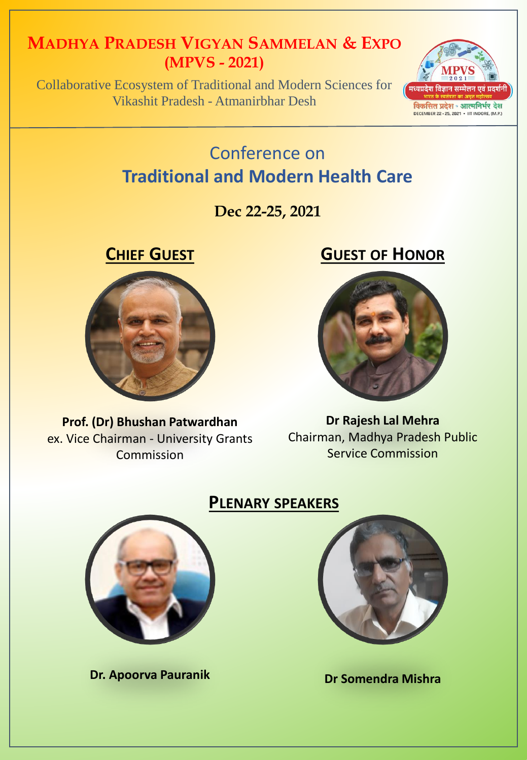# MADHYA PRADESH VIGYAN SAMMELAN & EXPO (MPVS - 2021)

Collaborative Ecosystem of Traditional and Modern Sciences for Vikashit Pradesh - Atmanirbhar Desh

MPVS 2021
मध्यप्रदेश विज्ञान सम्मेलन एवं प्रदर्शनी
भारत के स्वतंत्रता का अमृत महोत्सव
विकसित प्रदेश • आत्मनिर्भर देश
DECEMBER 22 - 25, 2021 • IIT INDORE, (M.P.)

## Conference on
## Traditional and Modern Health Care

**Dec 22-25, 2021**

### CHIEF GUEST

**Prof. (Dr) Bhushan Patwardhan**
ex. Vice Chairman - University Grants Commission

### GUEST OF HONOR

**Dr Rajesh Lal Mehra**
Chairman, Madhya Pradesh Public Service Commission

### PLENARY SPEAKERS

**Dr. Apoorva Pauranik**

**Dr Somendra Mishra**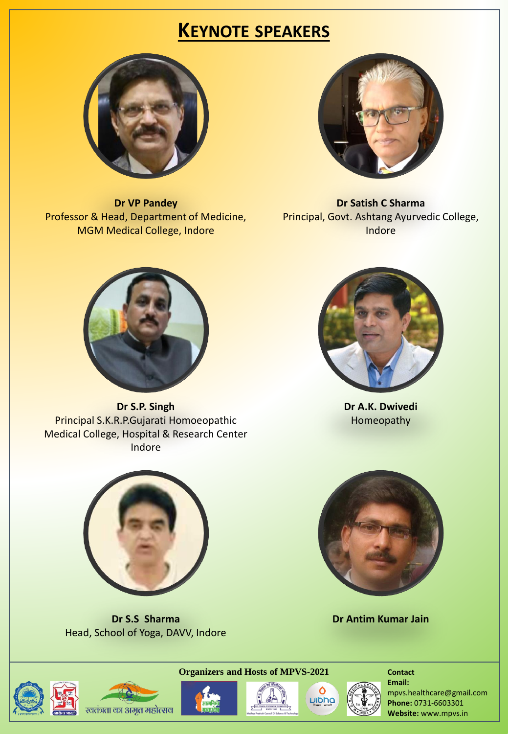# KEYNOTE SPEAKERS

**Dr VP Pandey**
Professor & Head, Department of Medicine,
MGM Medical College, Indore

**Dr Satish C Sharma**
Principal, Govt. Ashtang Ayurvedic College,
Indore

**Dr S.P. Singh**
Principal S.K.R.P.Gujarati Homoeopathic
Medical College, Hospital & Research Center
Indore

**Dr A.K. Dwivedi**
Homeopathy

**Dr S.S Sharma**
Head, School of Yoga, DAVV, Indore

**Dr Antim Kumar Jain**

**Organizers and Hosts of MPVS-2021**

स्वतंत्रता का अमृत महोत्सव

**Contact**
**Email:**
mpvs.healthcare@gmail.com
**Phone:** 0731-6603301
**Website:** www.mpvs.in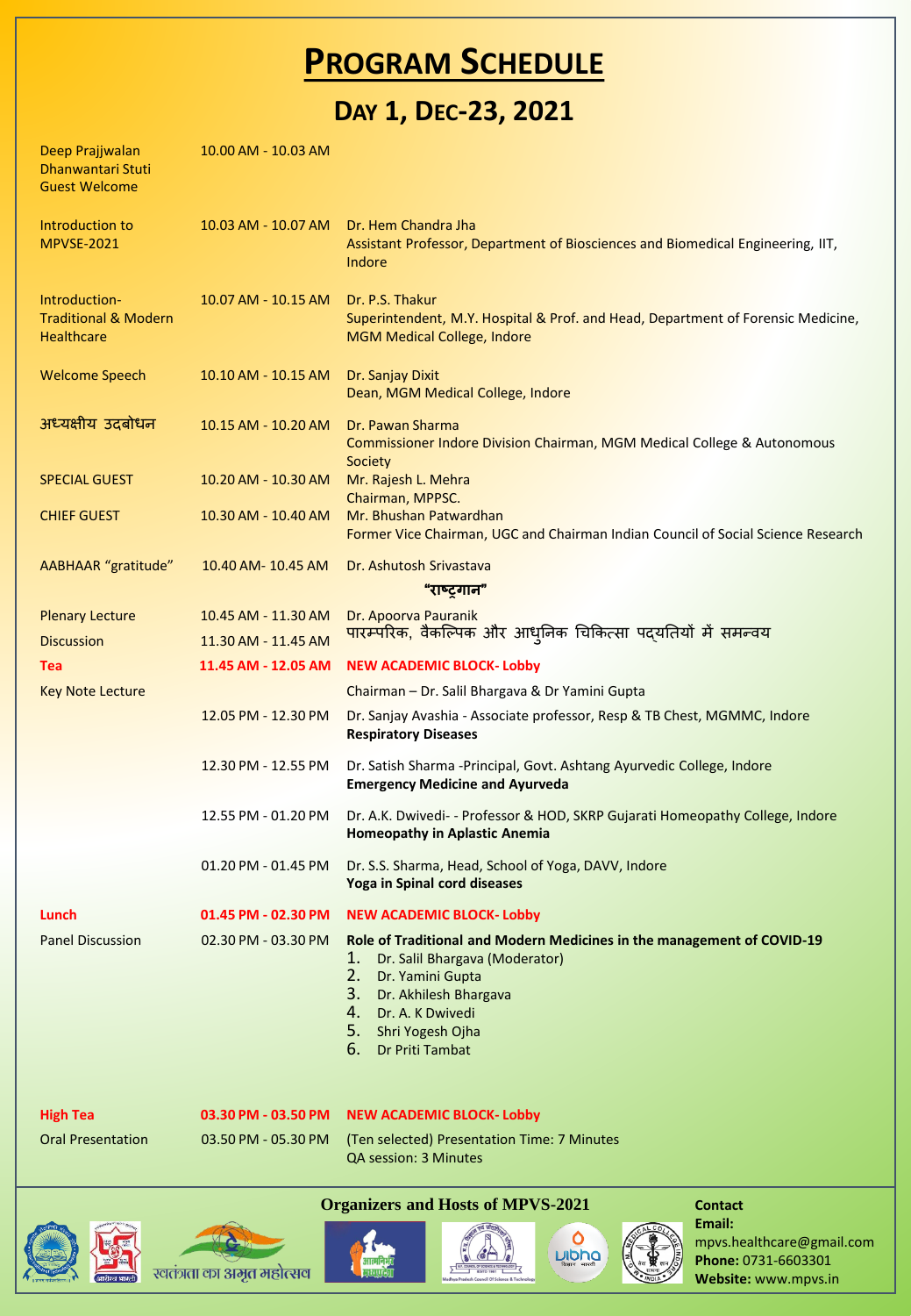# PROGRAM SCHEDULE

## DAY 1, DEC-23, 2021

| | | |
|---|---|---|
| Deep Prajjwalan<br>Dhanwantari Stuti<br>Guest Welcome | 10.00 AM - 10.03 AM | |
| Introduction to MPVSE-2021 | 10.03 AM - 10.07 AM | Dr. Hem Chandra Jha<br>Assistant Professor, Department of Biosciences and Biomedical Engineering, IIT, Indore |
| Introduction-Traditional & Modern Healthcare | 10.07 AM - 10.15 AM | Dr. P.S. Thakur<br>Superintendent, M.Y. Hospital & Prof. and Head, Department of Forensic Medicine, MGM Medical College, Indore |
| Welcome Speech | 10.10 AM - 10.15 AM | Dr. Sanjay Dixit<br>Dean, MGM Medical College, Indore |
| अध्यक्षीय उदबोधन | 10.15 AM - 10.20 AM | Dr. Pawan Sharma<br>Commissioner Indore Division Chairman, MGM Medical College & Autonomous Society |
| SPECIAL GUEST | 10.20 AM - 10.30 AM | Mr. Rajesh L. Mehra<br>Chairman, MPPSC. |
| CHIEF GUEST | 10.30 AM - 10.40 AM | Mr. Bhushan Patwardhan<br>Former Vice Chairman, UGC and Chairman Indian Council of Social Science Research |
| AABHAAR "gratitude" | 10.40 AM- 10.45 AM | Dr. Ashutosh Srivastava |
| | | **"राष्ट्रगान"** |
| Plenary Lecture | 10.45 AM - 11.30 AM | Dr. Apoorva Pauranik<br>पारम्परिक, वैकल्पिक और आधुनिक चिकित्सा पद्यतियों में समन्वय |
| Discussion | 11.30 AM - 11.45 AM | |
| **Tea** | **11.45 AM - 12.05 AM** | **NEW ACADEMIC BLOCK- Lobby** |
| Key Note Lecture | | Chairman – Dr. Salil Bhargava & Dr Yamini Gupta |
| | 12.05 PM - 12.30 PM | Dr. Sanjay Avashia - Associate professor, Resp & TB Chest, MGMMC, Indore<br>**Respiratory Diseases** |
| | 12.30 PM - 12.55 PM | Dr. Satish Sharma -Principal, Govt. Ashtang Ayurvedic College, Indore<br>**Emergency Medicine and Ayurveda** |
| | 12.55 PM - 01.20 PM | Dr. A.K. Dwivedi- - Professor & HOD, SKRP Gujarati Homeopathy College, Indore<br>**Homeopathy in Aplastic Anemia** |
| | 01.20 PM - 01.45 PM | Dr. S.S. Sharma, Head, School of Yoga, DAVV, Indore<br>**Yoga in Spinal cord diseases** |
| **Lunch** | **01.45 PM - 02.30 PM** | **NEW ACADEMIC BLOCK- Lobby** |
| Panel Discussion | 02.30 PM - 03.30 PM | **Role of Traditional and Modern Medicines in the management of COVID-19**<br>1. Dr. Salil Bhargava (Moderator)<br>2. Dr. Yamini Gupta<br>3. Dr. Akhilesh Bhargava<br>4. Dr. A. K Dwivedi<br>5. Shri Yogesh Ojha<br>6. Dr Priti Tambat |
| **High Tea** | **03.30 PM - 03.50 PM** | **NEW ACADEMIC BLOCK- Lobby** |
| Oral Presentation | 03.50 PM - 05.30 PM | (Ten selected) Presentation Time: 7 Minutes<br>QA session: 3 Minutes |

**Organizers and Hosts of MPVS-2021**

स्वतंत्रता का अमृत महोत्सव

**Contact**

**Email:** mpvs.healthcare@gmail.com

**Phone:** 0731-6603301

**Website:** www.mpvs.in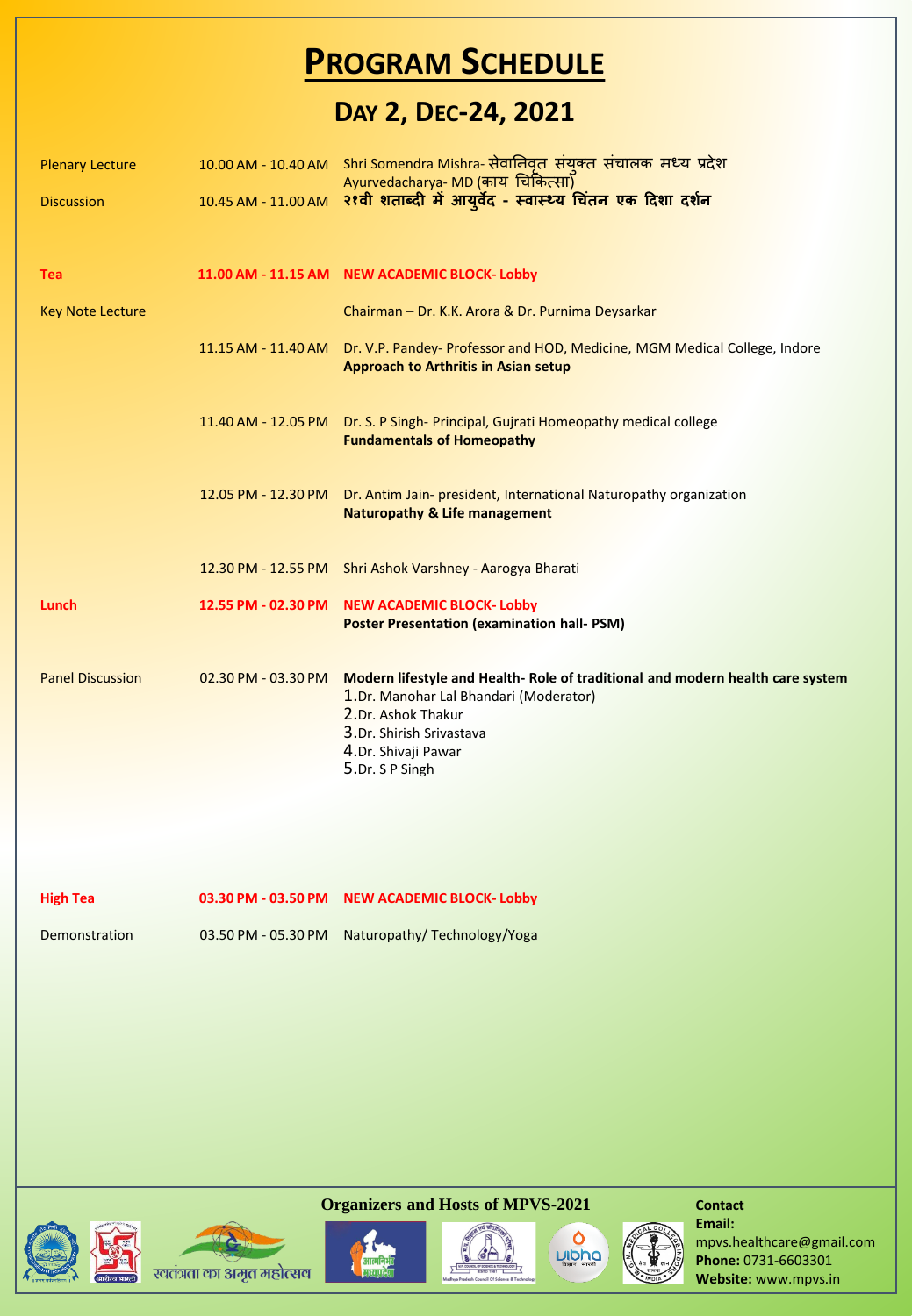# PROGRAM SCHEDULE

## DAY 2, DEC-24, 2021

| | | |
|---|---|---|
| Plenary Lecture | 10.00 AM - 10.40 AM | Shri Somendra Mishra- सेवानिवृत संयुक्त संचालक मध्य प्रदेश Ayurvedacharya- MD (काय चिकित्सा) |
| Discussion | 10.45 AM - 11.00 AM | **२१वी शताब्दी में आयुर्वेद - स्वास्थ्य चिंतन एक दिशा दर्शन** |
| **Tea** | **11.00 AM - 11.15 AM** | **NEW ACADEMIC BLOCK- Lobby** |
| Key Note Lecture | | Chairman – Dr. K.K. Arora & Dr. Purnima Deysarkar |
| | 11.15 AM - 11.40 AM | Dr. V.P. Pandey- Professor and HOD, Medicine, MGM Medical College, Indore<br>**Approach to Arthritis in Asian setup** |
| | 11.40 AM - 12.05 PM | Dr. S. P Singh- Principal, Gujrati Homeopathy medical college<br>**Fundamentals of Homeopathy** |
| | 12.05 PM - 12.30 PM | Dr. Antim Jain- president, International Naturopathy organization<br>**Naturopathy & Life management** |
| | 12.30 PM - 12.55 PM | Shri Ashok Varshney - Aarogya Bharati |
| **Lunch** | **12.55 PM - 02.30 PM** | **NEW ACADEMIC BLOCK- Lobby**<br>**Poster Presentation (examination hall- PSM)** |
| Panel Discussion | 02.30 PM - 03.30 PM | **Modern lifestyle and Health- Role of traditional and modern health care system**<br>1. Dr. Manohar Lal Bhandari (Moderator)<br>2. Dr. Ashok Thakur<br>3. Dr. Shirish Srivastava<br>4. Dr. Shivaji Pawar<br>5. Dr. S P Singh |
| **High Tea** | **03.30 PM - 03.50 PM** | **NEW ACADEMIC BLOCK- Lobby** |
| Demonstration | 03.50 PM - 05.30 PM | Naturopathy/ Technology/Yoga |

**Organizers and Hosts of MPVS-2021**

स्वतंत्रता का अमृत महोत्सव

**Contact**
**Email:** mpvs.healthcare@gmail.com
**Phone:** 0731-6603301
**Website:** www.mpvs.in